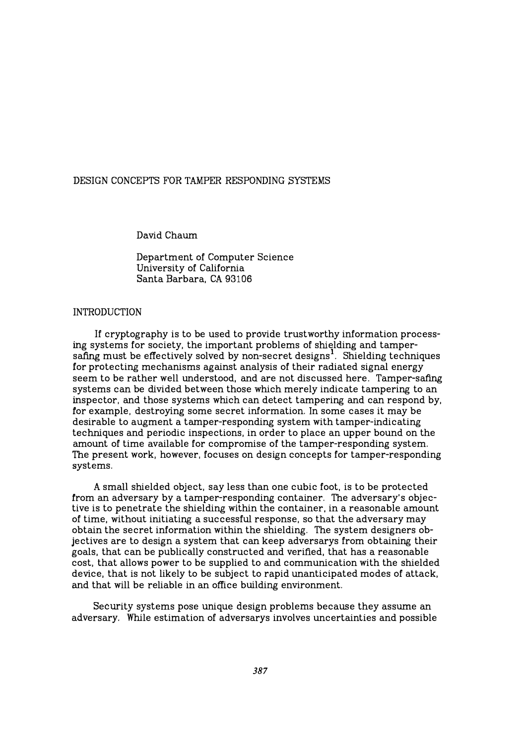# DESIGN CONCEPTS FOR TAMPER RESPONDING SYSTEMS

David Chaum

Department of Computer Science
University of California
Santa Barbara, CA 93106

## INTRODUCTION

If cryptography is to be used to provide trustworthy information processing systems for society, the important problems of shielding and tamper-safing must be effectively solved by non-secret designs[1]. Shielding techniques for protecting mechanisms against analysis of their radiated signal energy seem to be rather well understood, and are not discussed here. Tamper-safing systems can be divided between those which merely indicate tampering to an inspector, and those systems which can detect tampering and can respond by, for example, destroying some secret information. In some cases it may be desirable to augment a tamper-responding system with tamper-indicating techniques and periodic inspections, in order to place an upper bound on the amount of time available for compromise of the tamper-responding system. The present work, however, focuses on design concepts for tamper-responding systems.

A small shielded object, say less than one cubic foot, is to be protected from an adversary by a tamper-responding container. The adversary's objective is to penetrate the shielding within the container, in a reasonable amount of time, without initiating a successful response, so that the adversary may obtain the secret information within the shielding. The system designers objectives are to design a system that can keep adversarys from obtaining their goals, that can be publically constructed and verified, that has a reasonable cost, that allows power to be supplied to and communication with the shielded device, that is not likely to be subject to rapid unanticipated modes of attack, and that will be reliable in an office building environment.

Security systems pose unique design problems because they assume an adversary. While estimation of adversarys involves uncertainties and possible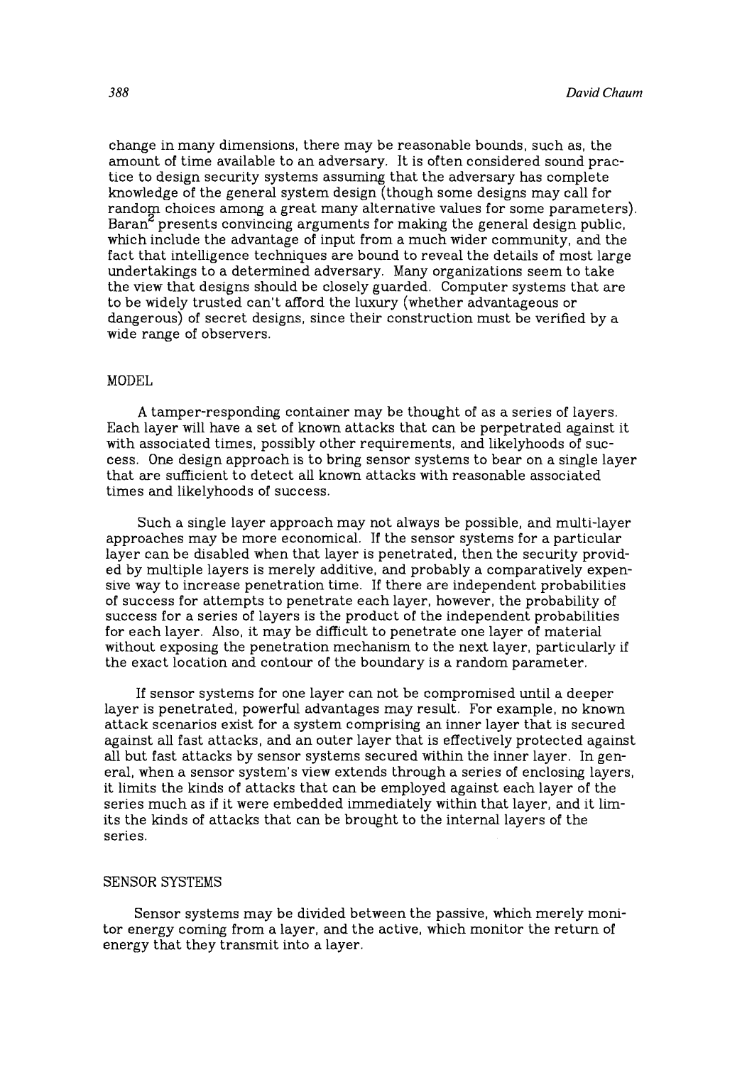change in many dimensions, there may be reasonable bounds, such as, the amount of time available to an adversary. It is often considered sound practice to design security systems assuming that the adversary has complete knowledge of the general system design (though some designs may call for random choices among a great many alternative values for some parameters). Baran[2] presents convincing arguments for making the general design public, which include the advantage of input from a much wider community, and the fact that intelligence techniques are bound to reveal the details of most large undertakings to a determined adversary. Many organizations seem to take the view that designs should be closely guarded. Computer systems that are to be widely trusted can't afford the luxury (whether advantageous or dangerous) of secret designs, since their construction must be verified by a wide range of observers.

## MODEL

A tamper-responding container may be thought of as a series of layers. Each layer will have a set of known attacks that can be perpetrated against it with associated times, possibly other requirements, and likelyhoods of success. One design approach is to bring sensor systems to bear on a single layer that are sufficient to detect all known attacks with reasonable associated times and likelyhoods of success.

Such a single layer approach may not always be possible, and multi-layer approaches may be more economical. If the sensor systems for a particular layer can be disabled when that layer is penetrated, then the security provided by multiple layers is merely additive, and probably a comparatively expensive way to increase penetration time. If there are independent probabilities of success for attempts to penetrate each layer, however, the probability of success for a series of layers is the product of the independent probabilities for each layer. Also, it may be difficult to penetrate one layer of material without exposing the penetration mechanism to the next layer, particularly if the exact location and contour of the boundary is a random parameter.

If sensor systems for one layer can not be compromised until a deeper layer is penetrated, powerful advantages may result. For example, no known attack scenarios exist for a system comprising an inner layer that is secured against all fast attacks, and an outer layer that is effectively protected against all but fast attacks by sensor systems secured within the inner layer. In general, when a sensor system's view extends through a series of enclosing layers, it limits the kinds of attacks that can be employed against each layer of the series much as if it were embedded immediately within that layer, and it limits the kinds of attacks that can be brought to the internal layers of the series.

## SENSOR SYSTEMS

Sensor systems may be divided between the passive, which merely monitor energy coming from a layer, and the active, which monitor the return of energy that they transmit into a layer.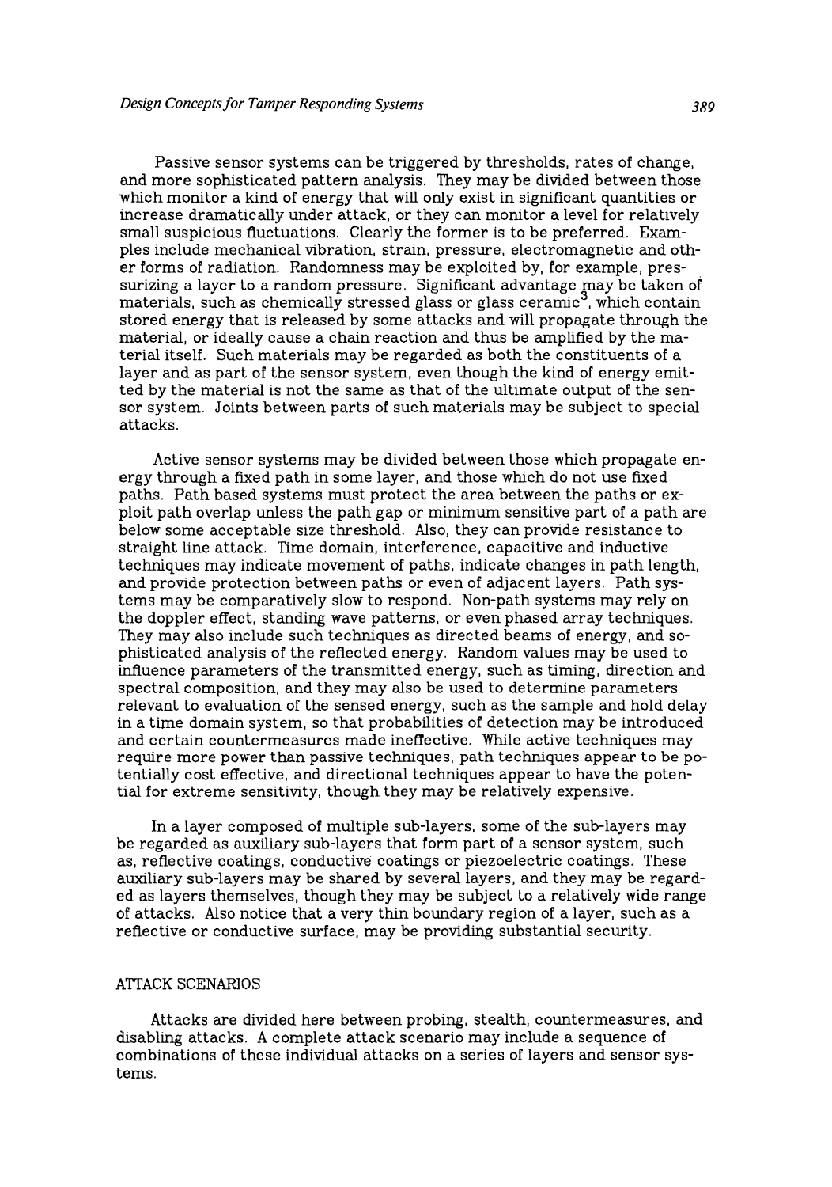Passive sensor systems can be triggered by thresholds, rates of change, and more sophisticated pattern analysis. They may be divided between those which monitor a kind of energy that will only exist in significant quantities or increase dramatically under attack, or they can monitor a level for relatively small suspicious fluctuations. Clearly the former is to be preferred. Examples include mechanical vibration, strain, pressure, electromagnetic and other forms of radiation. Randomness may be exploited by, for example, pressurizing a layer to a random pressure. Significant advantage may be taken of materials, such as chemically stressed glass or glass ceramic[3], which contain stored energy that is released by some attacks and will propagate through the material, or ideally cause a chain reaction and thus be amplified by the material itself. Such materials may be regarded as both the constituents of a layer and as part of the sensor system, even though the kind of energy emitted by the material is not the same as that of the ultimate output of the sensor system. Joints between parts of such materials may be subject to special attacks.

Active sensor systems may be divided between those which propagate energy through a fixed path in some layer, and those which do not use fixed paths. Path based systems must protect the area between the paths or exploit path overlap unless the path gap or minimum sensitive part of a path are below some acceptable size threshold. Also, they can provide resistance to straight line attack. Time domain, interference, capacitive and inductive techniques may indicate movement of paths, indicate changes in path length, and provide protection between paths or even of adjacent layers. Path systems may be comparatively slow to respond. Non-path systems may rely on the doppler effect, standing wave patterns, or even phased array techniques. They may also include such techniques as directed beams of energy, and sophisticated analysis of the reflected energy. Random values may be used to influence parameters of the transmitted energy, such as timing, direction and spectral composition, and they may also be used to determine parameters relevant to evaluation of the sensed energy, such as the sample and hold delay in a time domain system, so that probabilities of detection may be introduced and certain countermeasures made ineffective. While active techniques may require more power than passive techniques, path techniques appear to be potentially cost effective, and directional techniques appear to have the potential for extreme sensitivity, though they may be relatively expensive.

In a layer composed of multiple sub-layers, some of the sub-layers may be regarded as auxiliary sub-layers that form part of a sensor system, such as, reflective coatings, conductive coatings or piezoelectric coatings. These auxiliary sub-layers may be shared by several layers, and they may be regarded as layers themselves, though they may be subject to a relatively wide range of attacks. Also notice that a very thin boundary region of a layer, such as a reflective or conductive surface, may be providing substantial security.

## ATTACK SCENARIOS

Attacks are divided here between probing, stealth, countermeasures, and disabling attacks. A complete attack scenario may include a sequence of combinations of these individual attacks on a series of layers and sensor systems.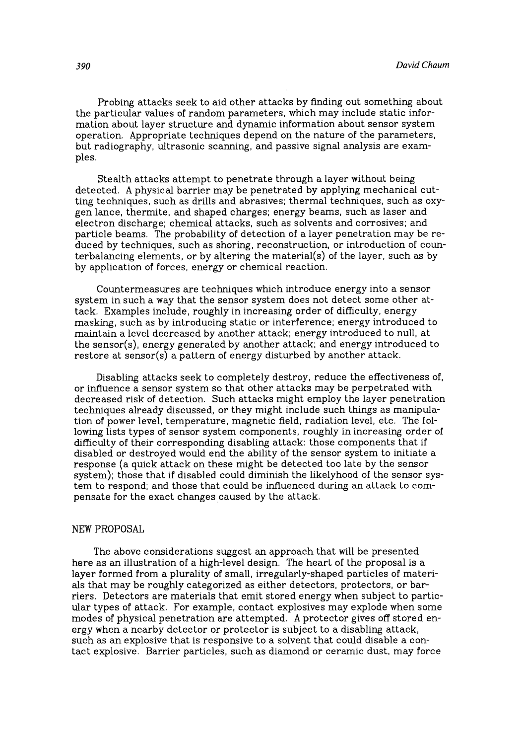Probing attacks seek to aid other attacks by finding out something about the particular values of random parameters, which may include static information about layer structure and dynamic information about sensor system operation. Appropriate techniques depend on the nature of the parameters, but radiography, ultrasonic scanning, and passive signal analysis are examples.

Stealth attacks attempt to penetrate through a layer without being detected. A physical barrier may be penetrated by applying mechanical cutting techniques, such as drills and abrasives; thermal techniques, such as oxygen lance, thermite, and shaped charges; energy beams, such as laser and electron discharge; chemical attacks, such as solvents and corrosives; and particle beams. The probability of detection of a layer penetration may be reduced by techniques, such as shoring, reconstruction, or introduction of counterbalancing elements, or by altering the material(s) of the layer, such as by by application of forces, energy or chemical reaction.

Countermeasures are techniques which introduce energy into a sensor system in such a way that the sensor system does not detect some other attack. Examples include, roughly in increasing order of difficulty, energy masking, such as by introducing static or interference; energy introduced to maintain a level decreased by another attack; energy introduced to null, at the sensor(s), energy generated by another attack; and energy introduced to restore at sensor(s) a pattern of energy disturbed by another attack.

Disabling attacks seek to completely destroy, reduce the effectiveness of, or influence a sensor system so that other attacks may be perpetrated with decreased risk of detection. Such attacks might employ the layer penetration techniques already discussed, or they might include such things as manipulation of power level, temperature, magnetic field, radiation level, etc. The following lists types of sensor system components, roughly in increasing order of difficulty of their corresponding disabling attack: those components that if disabled or destroyed would end the ability of the sensor system to initiate a response (a quick attack on these might be detected too late by the sensor system); those that if disabled could diminish the likelyhood of the sensor system to respond; and those that could be influenced during an attack to compensate for the exact changes caused by the attack.

## NEW PROPOSAL

The above considerations suggest an approach that will be presented here as an illustration of a high-level design. The heart of the proposal is a layer formed from a plurality of small, irregularly-shaped particles of materials that may be roughly categorized as either detectors, protectors, or barriers. Detectors are materials that emit stored energy when subject to particular types of attack. For example, contact explosives may explode when some modes of physical penetration are attempted. A protector gives off stored energy when a nearby detector or protector is subject to a disabling attack, such as an explosive that is responsive to a solvent that could disable a contact explosive. Barrier particles, such as diamond or ceramic dust, may force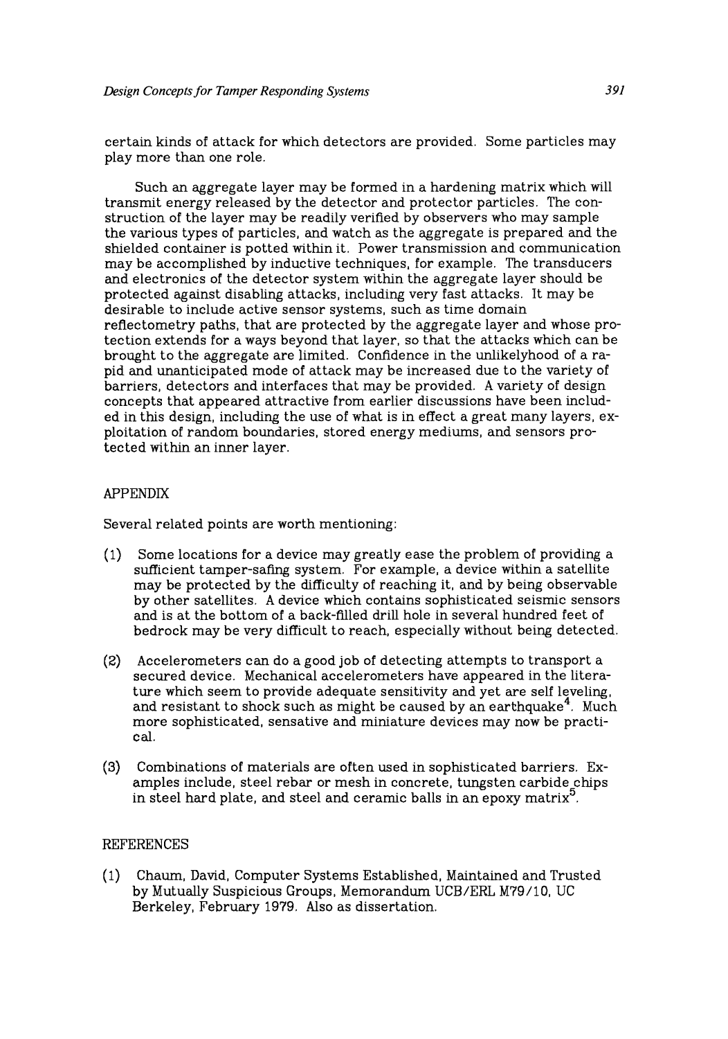certain kinds of attack for which detectors are provided. Some particles may play more than one role.

Such an aggregate layer may be formed in a hardening matrix which will transmit energy released by the detector and protector particles. The construction of the layer may be readily verified by observers who may sample the various types of particles, and watch as the aggregate is prepared and the shielded container is potted within it. Power transmission and communication may be accomplished by inductive techniques, for example. The transducers and electronics of the detector system within the aggregate layer should be protected against disabling attacks, including very fast attacks. It may be desirable to include active sensor systems, such as time domain reflectometry paths, that are protected by the aggregate layer and whose protection extends for a ways beyond that layer, so that the attacks which can be brought to the aggregate are limited. Confidence in the unlikelyhood of a rapid and unanticipated mode of attack may be increased due to the variety of barriers, detectors and interfaces that may be provided. A variety of design concepts that appeared attractive from earlier discussions have been included in this design, including the use of what is in effect a great many layers, exploitation of random boundaries, stored energy mediums, and sensors protected within an inner layer.

## APPENDIX

Several related points are worth mentioning:

(1) Some locations for a device may greatly ease the problem of providing a sufficient tamper-safing system. For example, a device within a satellite may be protected by the difficulty of reaching it, and by being observable by other satellites. A device which contains sophisticated seismic sensors and is at the bottom of a back-filled drill hole in several hundred feet of bedrock may be very difficult to reach, especially without being detected.

(2) Accelerometers can do a good job of detecting attempts to transport a secured device. Mechanical accelerometers have appeared in the literature which seem to provide adequate sensitivity and yet are self leveling, and resistant to shock such as might be caused by an earthquake[4]. Much more sophisticated, sensative and miniature devices may now be practical.

(3) Combinations of materials are often used in sophisticated barriers. Examples include, steel rebar or mesh in concrete, tungsten carbide chips in steel hard plate, and steel and ceramic balls in an epoxy matrix[5].

## REFERENCES

(1) Chaum, David, Computer Systems Established, Maintained and Trusted by Mutually Suspicious Groups, Memorandum UCB/ERL M79/10, UC Berkeley, February 1979. Also as dissertation.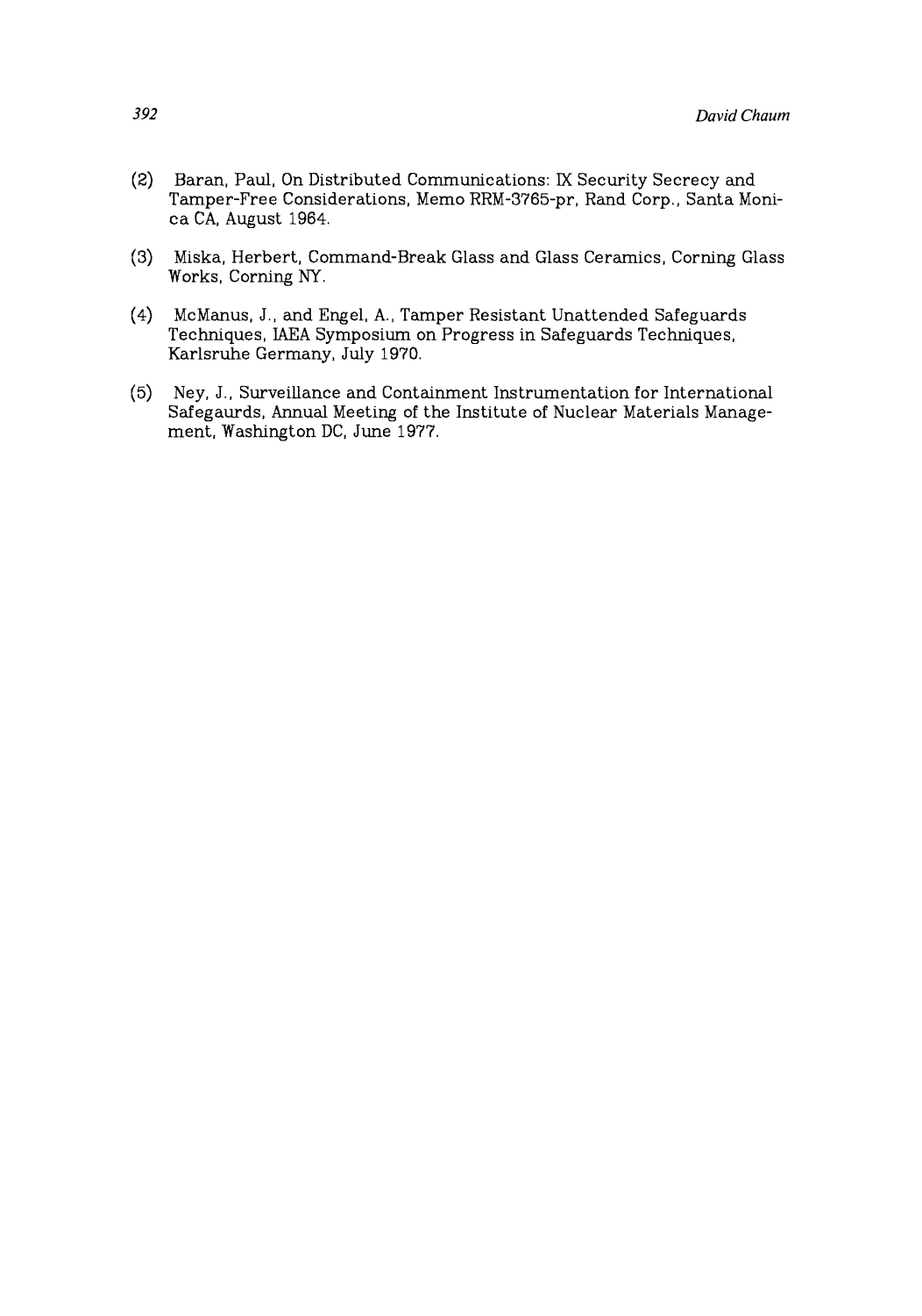(2) Baran, Paul, On Distributed Communications: IX Security Secrecy and Tamper-Free Considerations, Memo RRM-3765-pr, Rand Corp., Santa Monica CA, August 1964.

(3) Miska, Herbert, Command-Break Glass and Glass Ceramics, Corning Glass Works, Corning NY.

(4) McManus, J., and Engel, A., Tamper Resistant Unattended Safeguards Techniques, IAEA Symposium on Progress in Safeguards Techniques, Karlsruhe Germany, July 1970.

(5) Ney, J., Surveillance and Containment Instrumentation for International Safegaurds, Annual Meeting of the Institute of Nuclear Materials Management, Washington DC, June 1977.